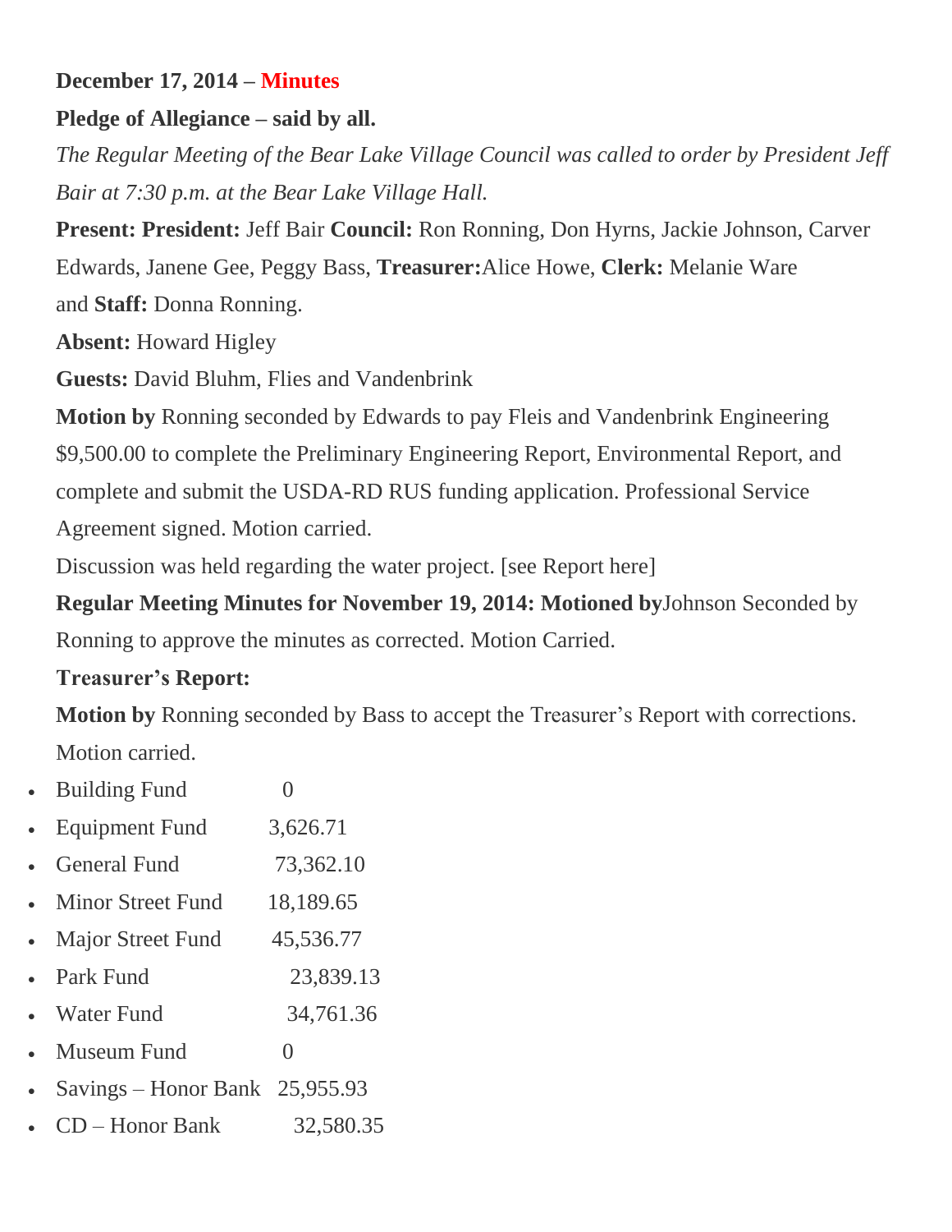**December 17, 2014 – Minutes**

**Pledge of Allegiance – said by all.**

*The Regular Meeting of the Bear Lake Village Council was called to order by President Jeff Bair at 7:30 p.m. at the Bear Lake Village Hall.*

**Present: President:** Jeff Bair **Council:** Ron Ronning, Don Hyrns, Jackie Johnson, Carver Edwards, Janene Gee, Peggy Bass, **Treasurer:**Alice Howe, **Clerk:** Melanie Ware and **Staff:** Donna Ronning.

**Absent:** Howard Higley

**Guests:** David Bluhm, Flies and Vandenbrink

**Motion by** Ronning seconded by Edwards to pay Fleis and Vandenbrink Engineering $9,500.00 to complete the Preliminary Engineering Report, Environmental Report, and complete and submit the USDA-RD RUS funding application. Professional Service Agreement signed. Motion carried.

Discussion was held regarding the water project. [see Report here]

**Regular Meeting Minutes for November 19, 2014: Motioned by**Johnson Seconded by Ronning to approve the minutes as corrected. Motion Carried.

**Treasurer's Report:**

**Motion by** Ronning seconded by Bass to accept the Treasurer's Report with corrections. Motion carried.

- Building Fund 0
- Equipment Fund 3,626.71
- General Fund 73,362.10
- Minor Street Fund 18,189.65
- Major Street Fund 45,536.77
- Park Fund 23,839.13
- Water Fund 34,761.36
- Museum Fund 0
- Savings – Honor Bank 25,955.93
- CD – Honor Bank 32,580.35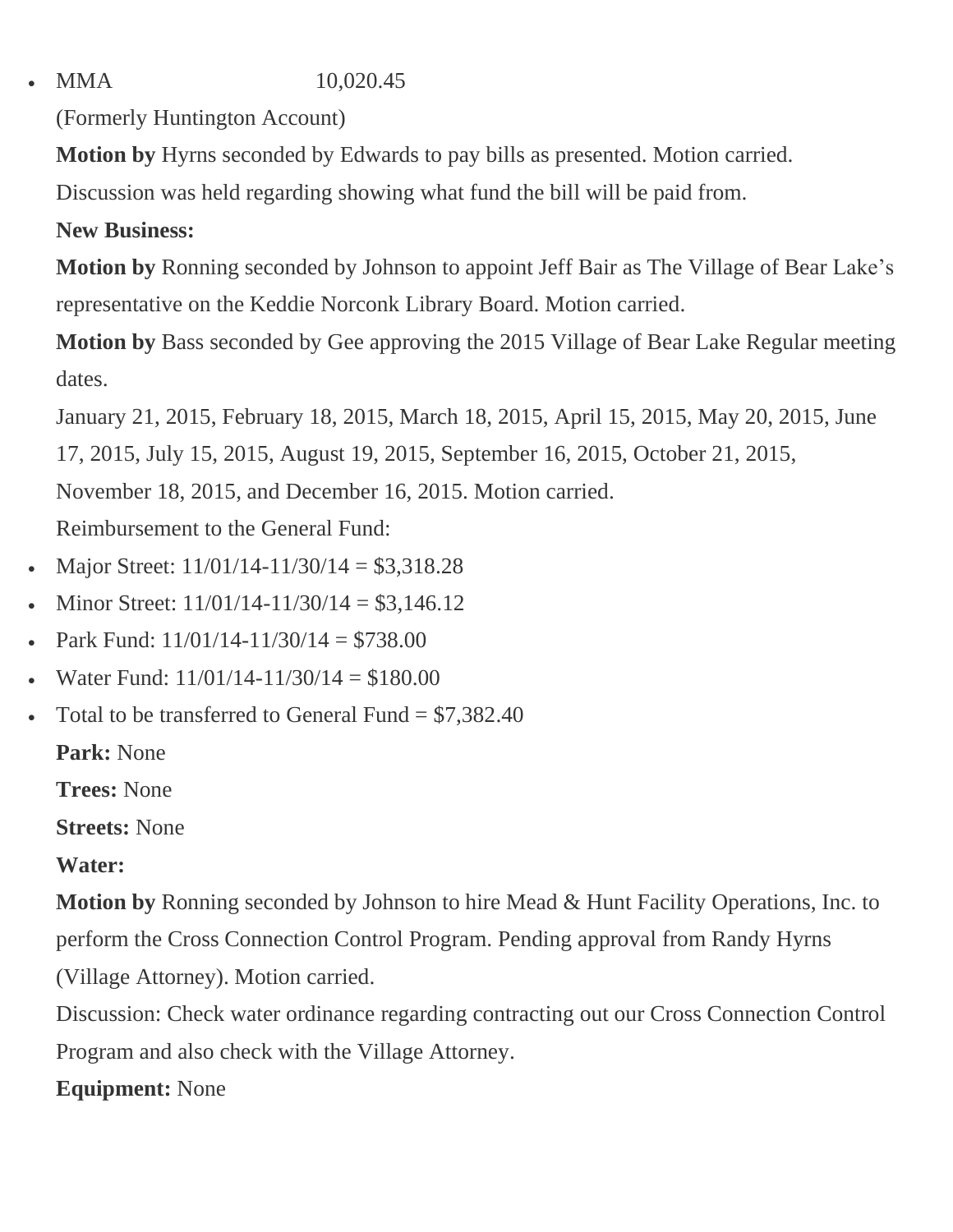- MMA 10,020.45

(Formerly Huntington Account)

**Motion by** Hyrns seconded by Edwards to pay bills as presented. Motion carried.

Discussion was held regarding showing what fund the bill will be paid from.

**New Business:**

**Motion by** Ronning seconded by Johnson to appoint Jeff Bair as The Village of Bear Lake's representative on the Keddie Norconk Library Board. Motion carried.

**Motion by** Bass seconded by Gee approving the 2015 Village of Bear Lake Regular meeting dates.

January 21, 2015, February 18, 2015, March 18, 2015, April 15, 2015, May 20, 2015, June 17, 2015, July 15, 2015, August 19, 2015, September 16, 2015, October 21, 2015, November 18, 2015, and December 16, 2015. Motion carried.

Reimbursement to the General Fund:

- Major Street: 11/01/14-11/30/14 = $3,318.28
- Minor Street: 11/01/14-11/30/14 = $3,146.12
- Park Fund: 11/01/14-11/30/14 = $738.00
- Water Fund: 11/01/14-11/30/14 = $180.00
- Total to be transferred to General Fund = $7,382.40

**Park:** None

**Trees:** None

**Streets:** None

**Water:**

**Motion by** Ronning seconded by Johnson to hire Mead & Hunt Facility Operations, Inc. to perform the Cross Connection Control Program. Pending approval from Randy Hyrns (Village Attorney). Motion carried.

Discussion: Check water ordinance regarding contracting out our Cross Connection Control Program and also check with the Village Attorney.

**Equipment:** None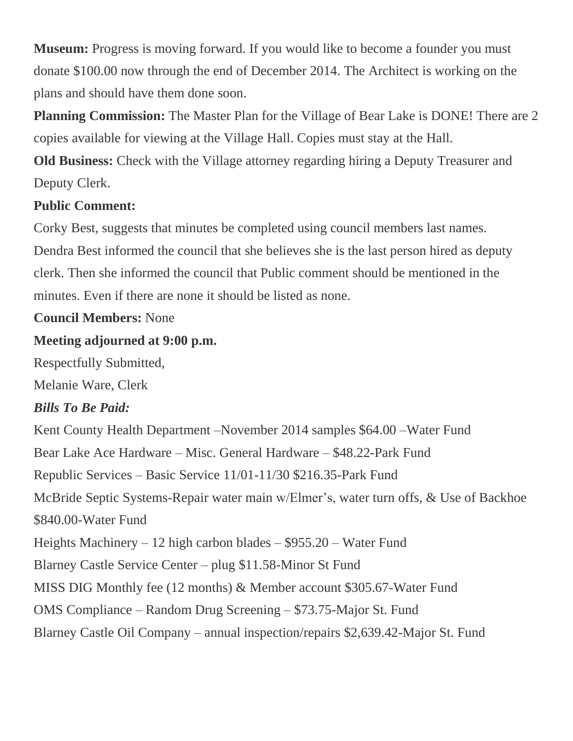**Museum:** Progress is moving forward. If you would like to become a founder you must donate $100.00 now through the end of December 2014. The Architect is working on the plans and should have them done soon.

**Planning Commission:** The Master Plan for the Village of Bear Lake is DONE! There are 2 copies available for viewing at the Village Hall. Copies must stay at the Hall.

**Old Business:** Check with the Village attorney regarding hiring a Deputy Treasurer and Deputy Clerk.

**Public Comment:**

Corky Best, suggests that minutes be completed using council members last names.

Dendra Best informed the council that she believes she is the last person hired as deputy clerk. Then she informed the council that Public comment should be mentioned in the minutes. Even if there are none it should be listed as none.

**Council Members:** None

**Meeting adjourned at 9:00 p.m.**

Respectfully Submitted,

Melanie Ware, Clerk

***Bills To Be Paid:***

Kent County Health Department –November 2014 samples $64.00 –Water Fund

Bear Lake Ace Hardware – Misc. General Hardware – $48.22-Park Fund

Republic Services – Basic Service 11/01-11/30 $216.35-Park Fund

McBride Septic Systems-Repair water main w/Elmer's, water turn offs, & Use of Backhoe $840.00-Water Fund

Heights Machinery – 12 high carbon blades – $955.20 – Water Fund

Blarney Castle Service Center – plug $11.58-Minor St Fund

MISS DIG Monthly fee (12 months) & Member account $305.67-Water Fund

OMS Compliance – Random Drug Screening – $73.75-Major St. Fund

Blarney Castle Oil Company – annual inspection/repairs $2,639.42-Major St. Fund